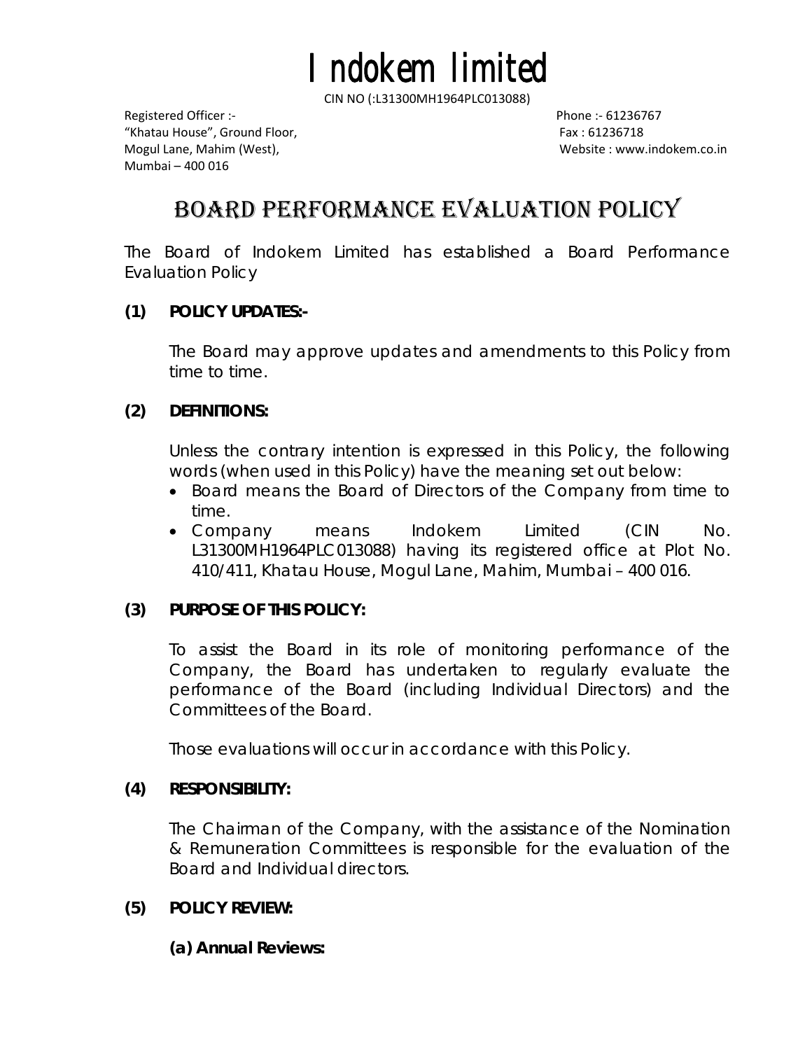# Indokem limited

CIN NO (:L31300MH1964PLC013088)

Registered Officer :-
"Khatau House", Ground Floor,
Mogul Lane, Mahim (West),
Mumbai – 400 016

Phone :- 61236767
Fax : 61236718
Website : www.indokem.co.in

## BOARD PERFORMANCE EVALUATION POLICY

The Board of Indokem Limited has established a Board Performance Evaluation Policy

**(1) POLICY UPDATES:-**

The Board may approve updates and amendments to this Policy from time to time.

**(2) DEFINITIONS:**

Unless the contrary intention is expressed in this Policy, the following words (when used in this Policy) have the meaning set out below:

- Board means the Board of Directors of the Company from time to time.
- Company means Indokem Limited (CIN No. L31300MH1964PLC013088) having its registered office at Plot No. 410/411, Khatau House, Mogul Lane, Mahim, Mumbai – 400 016.

**(3) PURPOSE OF THIS POLICY:**

To assist the Board in its role of monitoring performance of the Company, the Board has undertaken to regularly evaluate the performance of the Board (including Individual Directors) and the Committees of the Board.

Those evaluations will occur in accordance with this Policy.

**(4) RESPONSIBILITY:**

The Chairman of the Company, with the assistance of the Nomination & Remuneration Committees is responsible for the evaluation of the Board and Individual directors.

**(5) POLICY REVIEW:**

**(a) Annual Reviews:**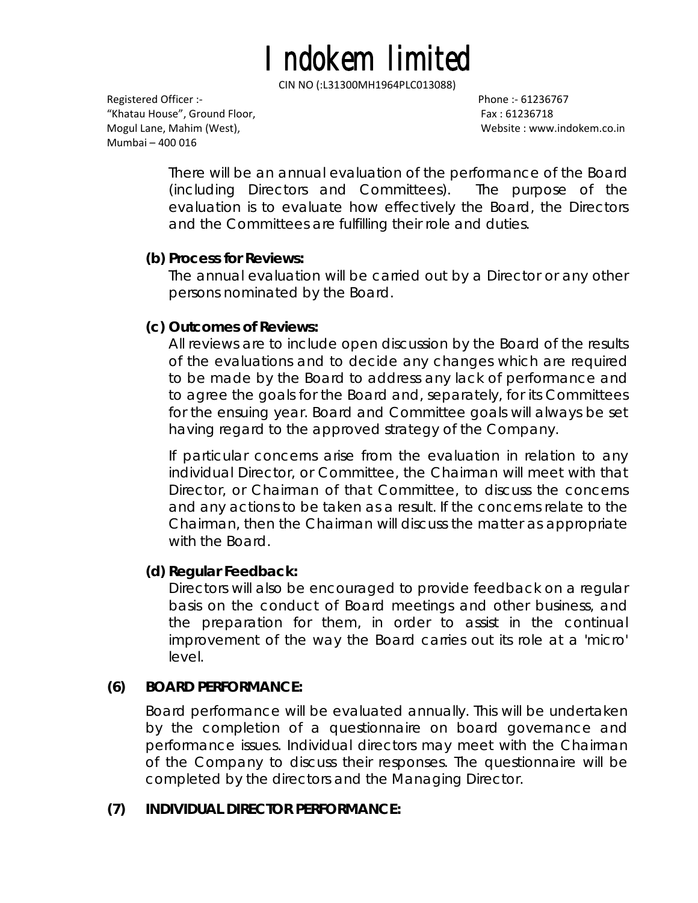There will be an annual evaluation of the performance of the Board (including Directors and Committees). The purpose of the evaluation is to evaluate how effectively the Board, the Directors and the Committees are fulfilling their role and duties.

**(b) Process for Reviews:**

The annual evaluation will be carried out by a Director or any other persons nominated by the Board.

**(c) Outcomes of Reviews:**

All reviews are to include open discussion by the Board of the results of the evaluations and to decide any changes which are required to be made by the Board to address any lack of performance and to agree the goals for the Board and, separately, for its Committees for the ensuing year. Board and Committee goals will always be set having regard to the approved strategy of the Company.

If particular concerns arise from the evaluation in relation to any individual Director, or Committee, the Chairman will meet with that Director, or Chairman of that Committee, to discuss the concerns and any actions to be taken as a result. If the concerns relate to the Chairman, then the Chairman will discuss the matter as appropriate with the Board.

**(d) Regular Feedback:**

Directors will also be encouraged to provide feedback on a regular basis on the conduct of Board meetings and other business, and the preparation for them, in order to assist in the continual improvement of the way the Board carries out its role at a 'micro' level.

## (6) BOARD PERFORMANCE:

Board performance will be evaluated annually. This will be undertaken by the completion of a questionnaire on board governance and performance issues. Individual directors may meet with the Chairman of the Company to discuss their responses. The questionnaire will be completed by the directors and the Managing Director.

## (7) INDIVIDUAL DIRECTOR PERFORMANCE: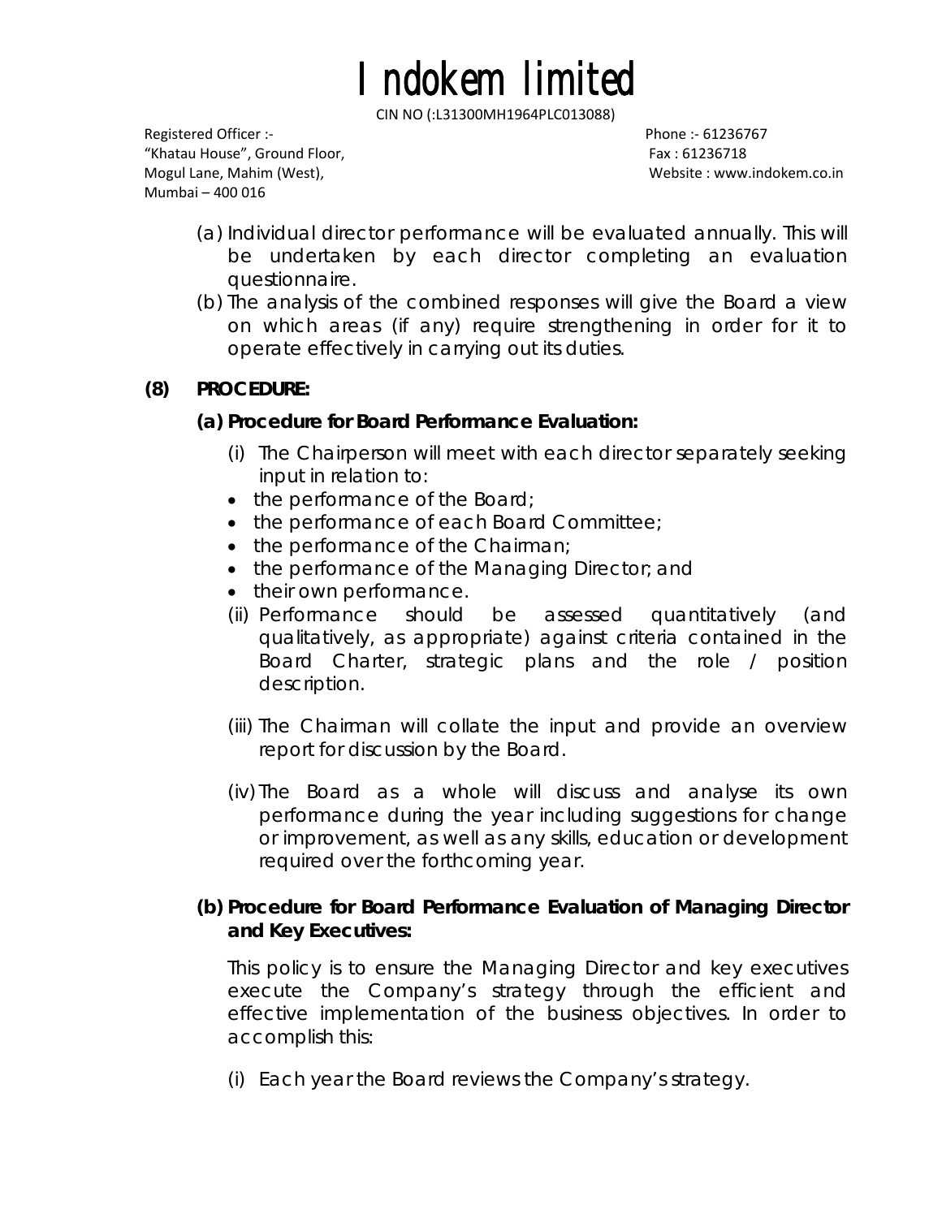(a) Individual director performance will be evaluated annually. This will be undertaken by each director completing an evaluation questionnaire.

(b) The analysis of the combined responses will give the Board a view on which areas (if any) require strengthening in order for it to operate effectively in carrying out its duties.

**(8) PROCEDURE:**

**(a) Procedure for Board Performance Evaluation:**

(i) The Chairperson will meet with each director separately seeking input in relation to:

- the performance of the Board;
- the performance of each Board Committee;
- the performance of the Chairman;
- the performance of the Managing Director; and
- their own performance.

(ii) Performance should be assessed quantitatively (and qualitatively, as appropriate) against criteria contained in the Board Charter, strategic plans and the role / position description.

(iii) The Chairman will collate the input and provide an overview report for discussion by the Board.

(iv) The Board as a whole will discuss and analyse its own performance during the year including suggestions for change or improvement, as well as any skills, education or development required over the forthcoming year.

**(b) Procedure for Board Performance Evaluation of Managing Director and Key Executives:**

This policy is to ensure the Managing Director and key executives execute the Company's strategy through the efficient and effective implementation of the business objectives. In order to accomplish this:

(i) Each year the Board reviews the Company's strategy.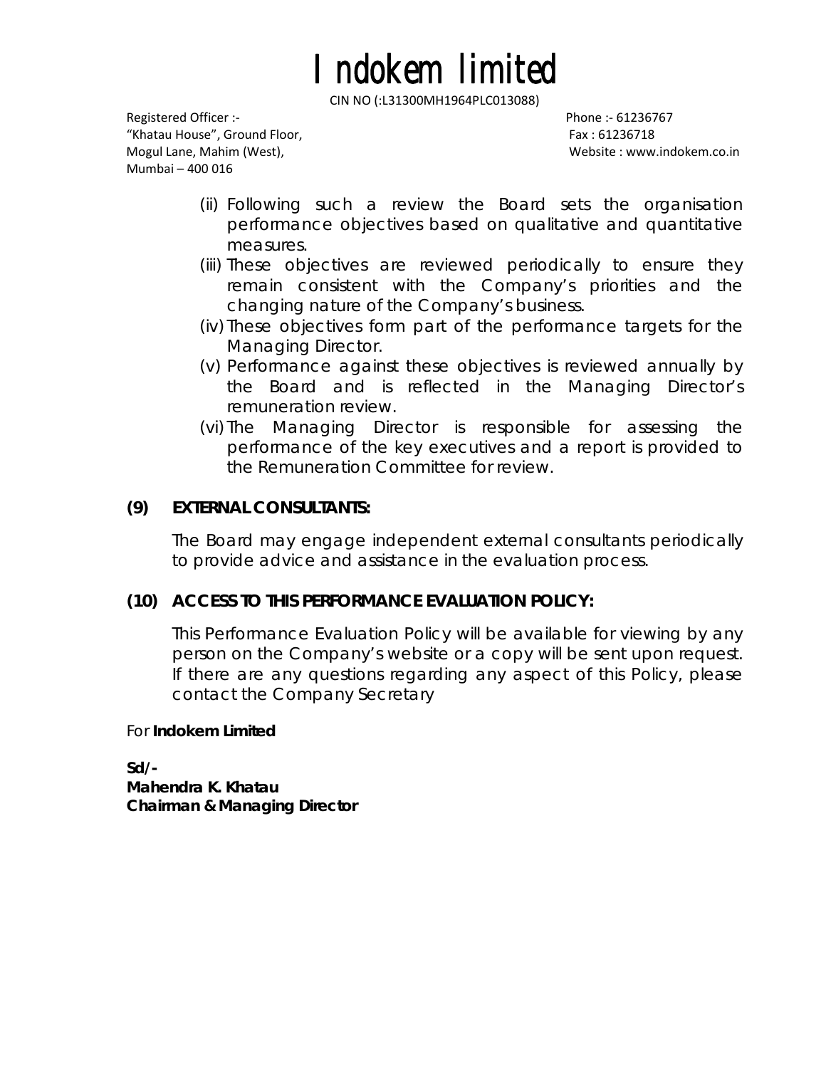# Indokem limited

CIN NO (:L31300MH1964PLC013088)

Registered Officer :-
"Khatau House", Ground Floor,
Mogul Lane, Mahim (West),
Mumbai – 400 016

Phone :- 61236767
Fax : 61236718
Website : www.indokem.co.in

(ii) Following such a review the Board sets the organisation performance objectives based on qualitative and quantitative measures.

(iii) These objectives are reviewed periodically to ensure they remain consistent with the Company's priorities and the changing nature of the Company's business.

(iv) These objectives form part of the performance targets for the Managing Director.

(v) Performance against these objectives is reviewed annually by the Board and is reflected in the Managing Director's remuneration review.

(vi) The Managing Director is responsible for assessing the performance of the key executives and a report is provided to the Remuneration Committee for review.

**(9) EXTERNAL CONSULTANTS:**

The Board may engage independent external consultants periodically to provide advice and assistance in the evaluation process.

**(10) ACCESS TO THIS PERFORMANCE EVALUATION POLICY:**

This Performance Evaluation Policy will be available for viewing by any person on the Company's website or a copy will be sent upon request. If there are any questions regarding any aspect of this Policy, please contact the Company Secretary

For **Indokem Limited**

**Sd/-**
**Mahendra K. Khatau**
**Chairman & Managing Director**